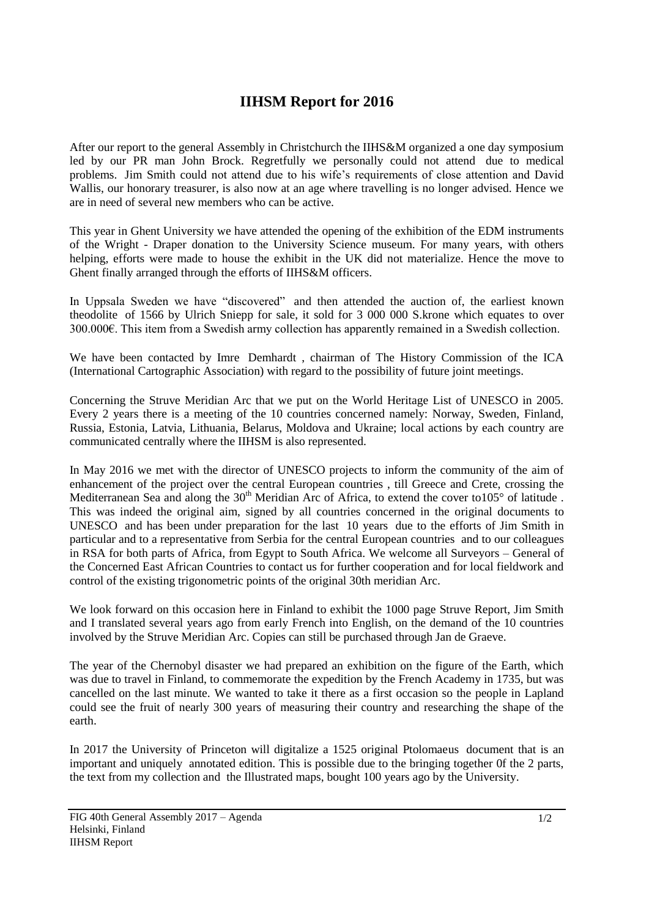# IIHSM Report for 2016

After our report to the general Assembly in Christchurch the IIHS&M organized a one day symposium led by our PR man John Brock. Regretfully we personally could not attend due to medical problems. Jim Smith could not attend due to his wife's requirements of close attention and David Wallis, our honorary treasurer, is also now at an age where travelling is no longer advised. Hence we are in need of several new members who can be active.

This year in Ghent University we have attended the opening of the exhibition of the EDM instruments of the Wright - Draper donation to the University Science museum. For many years, with others helping, efforts were made to house the exhibit in the UK did not materialize. Hence the move to Ghent finally arranged through the efforts of IIHS&M officers.

In Uppsala Sweden we have "discovered" and then attended the auction of, the earliest known theodolite of 1566 by Ulrich Sniepp for sale, it sold for 3 000 000 S.krone which equates to over 300.000€. This item from a Swedish army collection has apparently remained in a Swedish collection.

We have been contacted by Imre Demhardt , chairman of The History Commission of the ICA (International Cartographic Association) with regard to the possibility of future joint meetings.

Concerning the Struve Meridian Arc that we put on the World Heritage List of UNESCO in 2005. Every 2 years there is a meeting of the 10 countries concerned namely: Norway, Sweden, Finland, Russia, Estonia, Latvia, Lithuania, Belarus, Moldova and Ukraine; local actions by each country are communicated centrally where the IIHSM is also represented.

In May 2016 we met with the director of UNESCO projects to inform the community of the aim of enhancement of the project over the central European countries , till Greece and Crete, crossing the Mediterranean Sea and along the 30th Meridian Arc of Africa, to extend the cover to105° of latitude . This was indeed the original aim, signed by all countries concerned in the original documents to UNESCO and has been under preparation for the last 10 years due to the efforts of Jim Smith in particular and to a representative from Serbia for the central European countries and to our colleagues in RSA for both parts of Africa, from Egypt to South Africa. We welcome all Surveyors – General of the Concerned East African Countries to contact us for further cooperation and for local fieldwork and control of the existing trigonometric points of the original 30th meridian Arc.

We look forward on this occasion here in Finland to exhibit the 1000 page Struve Report, Jim Smith and I translated several years ago from early French into English, on the demand of the 10 countries involved by the Struve Meridian Arc. Copies can still be purchased through Jan de Graeve.

The year of the Chernobyl disaster we had prepared an exhibition on the figure of the Earth, which was due to travel in Finland, to commemorate the expedition by the French Academy in 1735, but was cancelled on the last minute. We wanted to take it there as a first occasion so the people in Lapland could see the fruit of nearly 300 years of measuring their country and researching the shape of the earth.

In 2017 the University of Princeton will digitalize a 1525 original Ptolomaeus document that is an important and uniquely annotated edition. This is possible due to the bringing together 0f the 2 parts, the text from my collection and the Illustrated maps, bought 100 years ago by the University.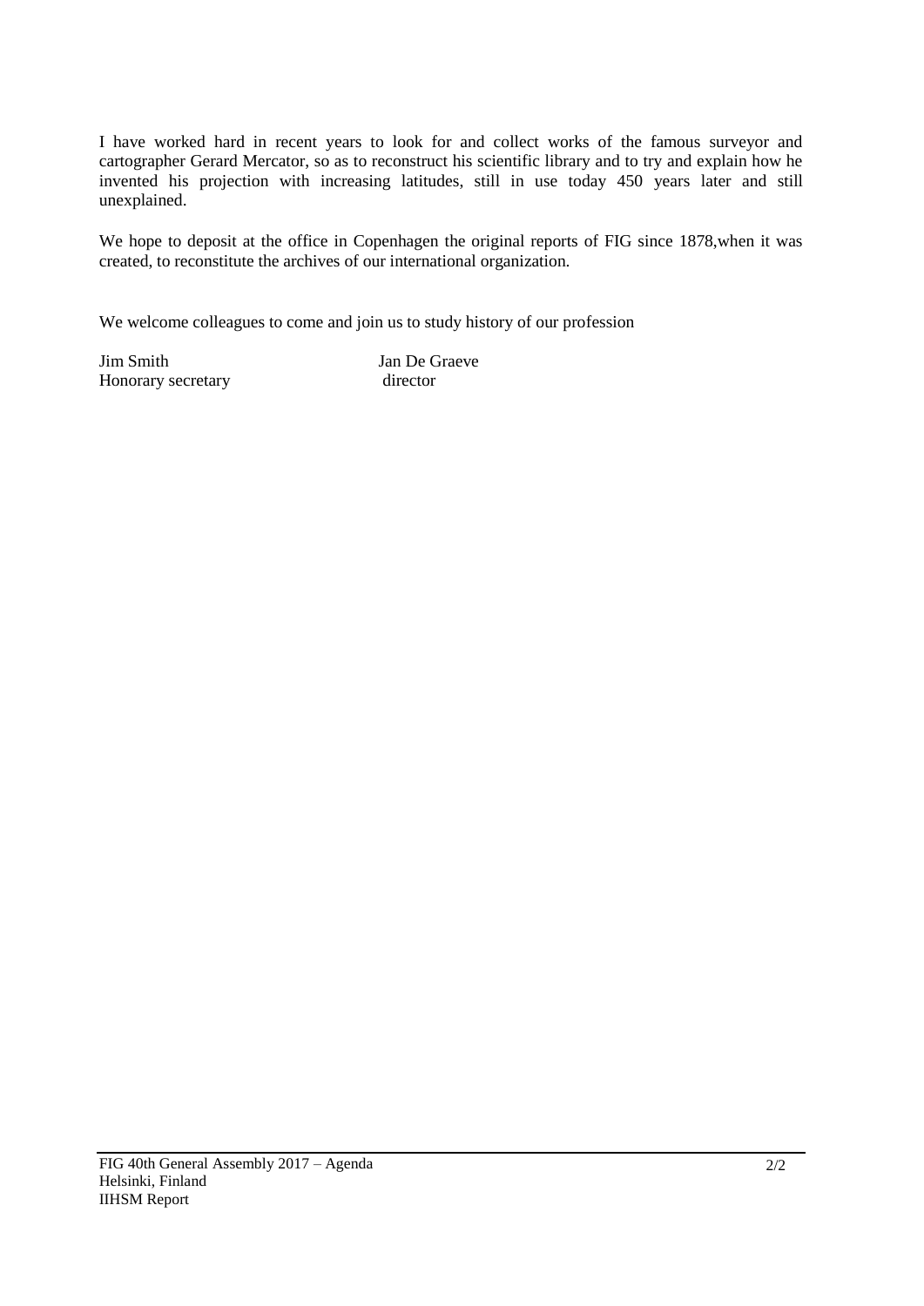I have worked hard in recent years to look for and collect works of the famous surveyor and cartographer Gerard Mercator, so as to reconstruct his scientific library and to try and explain how he invented his projection with increasing latitudes, still in use today 450 years later and still unexplained.

We hope to deposit at the office in Copenhagen the original reports of FIG since 1878,when it was created, to reconstitute the archives of our international organization.

We welcome colleagues to come and join us to study history of our profession

| | |
|---|---|
| Jim Smith | Jan De Graeve |
| Honorary secretary | director |